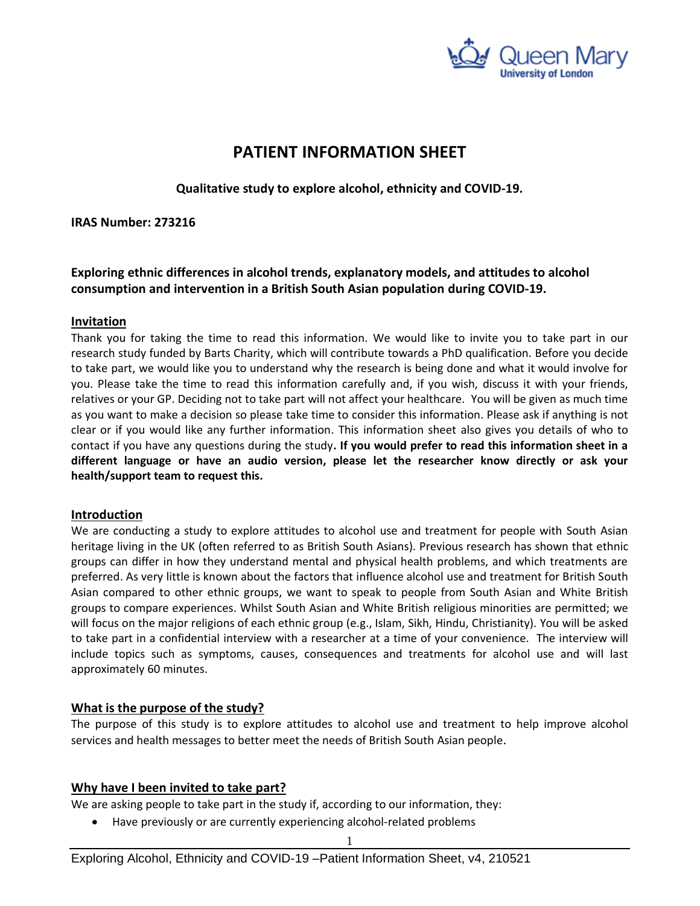# PATIENT INFORMATION SHEET

**Qualitative study to explore alcohol, ethnicity and COVID-19.**

**IRAS Number: 273216**

**Exploring ethnic differences in alcohol trends, explanatory models, and attitudes to alcohol consumption and intervention in a British South Asian population during COVID-19.**

## Invitation

Thank you for taking the time to read this information. We would like to invite you to take part in our research study funded by Barts Charity, which will contribute towards a PhD qualification. Before you decide to take part, we would like you to understand why the research is being done and what it would involve for you. Please take the time to read this information carefully and, if you wish, discuss it with your friends, relatives or your GP. Deciding not to take part will not affect your healthcare. You will be given as much time as you want to make a decision so please take time to consider this information. Please ask if anything is not clear or if you would like any further information. This information sheet also gives you details of who to contact if you have any questions during the study**. If you would prefer to read this information sheet in a different language or have an audio version, please let the researcher know directly or ask your health/support team to request this.**

## Introduction

We are conducting a study to explore attitudes to alcohol use and treatment for people with South Asian heritage living in the UK (often referred to as British South Asians). Previous research has shown that ethnic groups can differ in how they understand mental and physical health problems, and which treatments are preferred. As very little is known about the factors that influence alcohol use and treatment for British South Asian compared to other ethnic groups, we want to speak to people from South Asian and White British groups to compare experiences. Whilst South Asian and White British religious minorities are permitted; we will focus on the major religions of each ethnic group (e.g., Islam, Sikh, Hindu, Christianity). You will be asked to take part in a confidential interview with a researcher at a time of your convenience. The interview will include topics such as symptoms, causes, consequences and treatments for alcohol use and will last approximately 60 minutes.

## What is the purpose of the study?

The purpose of this study is to explore attitudes to alcohol use and treatment to help improve alcohol services and health messages to better meet the needs of British South Asian people.

## Why have I been invited to take part?

We are asking people to take part in the study if, according to our information, they:

- Have previously or are currently experiencing alcohol-related problems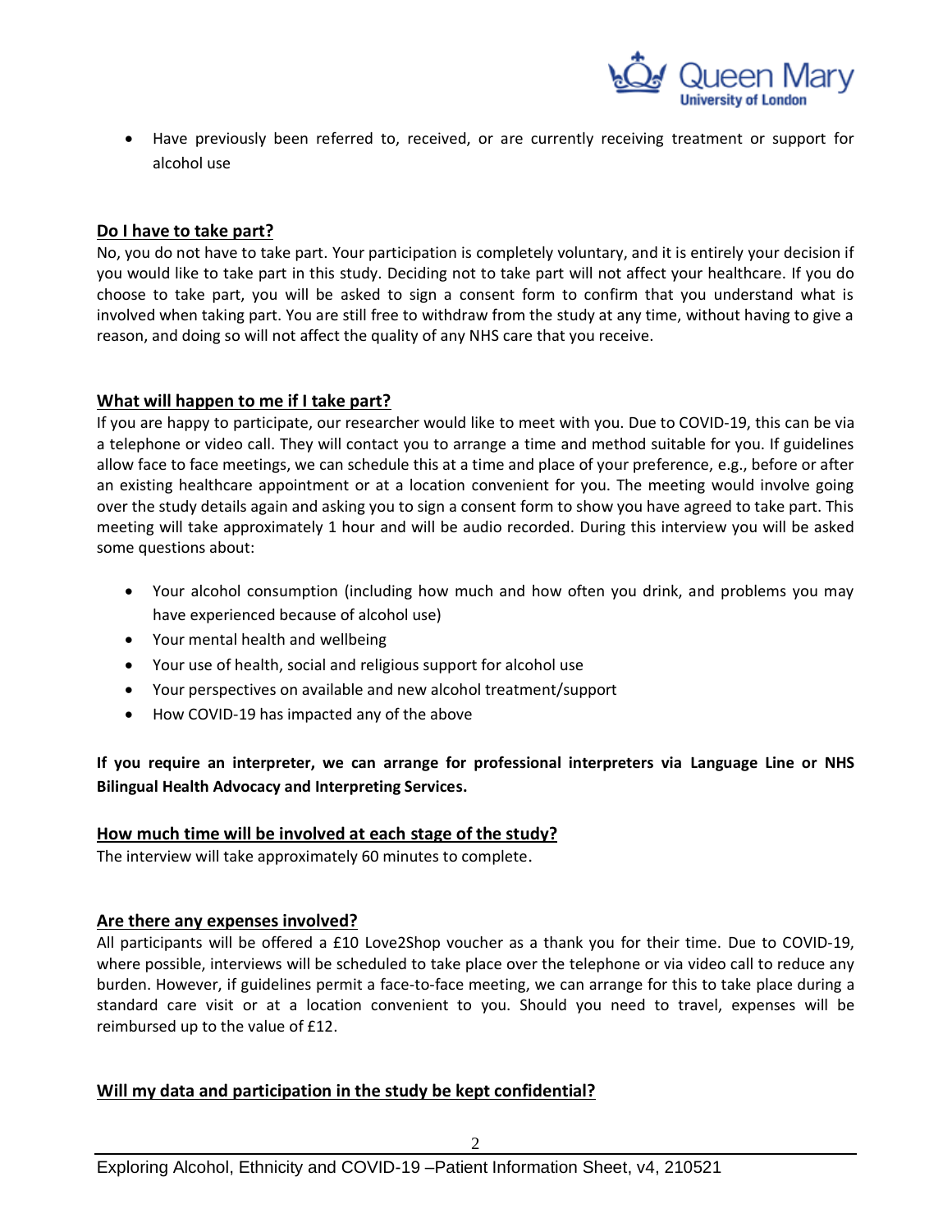- Have previously been referred to, received, or are currently receiving treatment or support for alcohol use

## Do I have to take part?

No, you do not have to take part. Your participation is completely voluntary, and it is entirely your decision if you would like to take part in this study. Deciding not to take part will not affect your healthcare. If you do choose to take part, you will be asked to sign a consent form to confirm that you understand what is involved when taking part. You are still free to withdraw from the study at any time, without having to give a reason, and doing so will not affect the quality of any NHS care that you receive.

## What will happen to me if I take part?

If you are happy to participate, our researcher would like to meet with you. Due to COVID-19, this can be via a telephone or video call. They will contact you to arrange a time and method suitable for you. If guidelines allow face to face meetings, we can schedule this at a time and place of your preference, e.g., before or after an existing healthcare appointment or at a location convenient for you. The meeting would involve going over the study details again and asking you to sign a consent form to show you have agreed to take part. This meeting will take approximately 1 hour and will be audio recorded. During this interview you will be asked some questions about:

- Your alcohol consumption (including how much and how often you drink, and problems you may have experienced because of alcohol use)
- Your mental health and wellbeing
- Your use of health, social and religious support for alcohol use
- Your perspectives on available and new alcohol treatment/support
- How COVID-19 has impacted any of the above

**If you require an interpreter, we can arrange for professional interpreters via Language Line or NHS Bilingual Health Advocacy and Interpreting Services.**

## How much time will be involved at each stage of the study?

The interview will take approximately 60 minutes to complete.

## Are there any expenses involved?

All participants will be offered a £10 Love2Shop voucher as a thank you for their time. Due to COVID-19, where possible, interviews will be scheduled to take place over the telephone or via video call to reduce any burden. However, if guidelines permit a face-to-face meeting, we can arrange for this to take place during a standard care visit or at a location convenient to you. Should you need to travel, expenses will be reimbursed up to the value of £12.

## Will my data and participation in the study be kept confidential?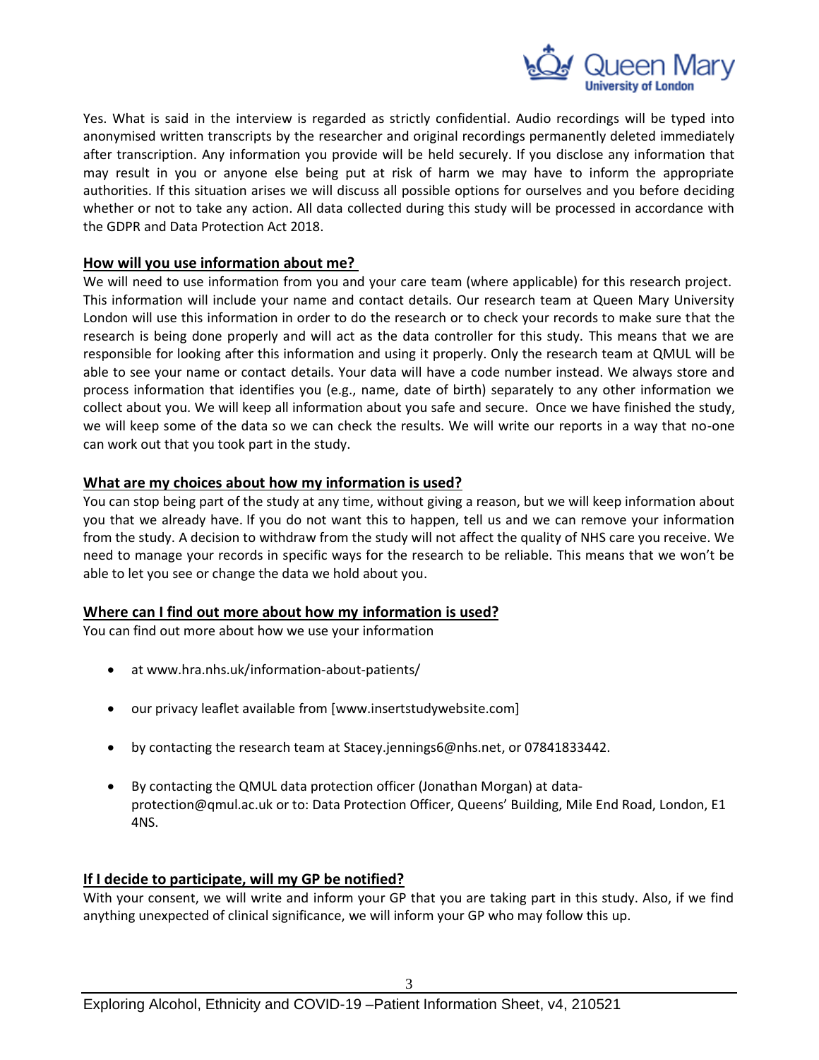Yes. What is said in the interview is regarded as strictly confidential. Audio recordings will be typed into anonymised written transcripts by the researcher and original recordings permanently deleted immediately after transcription. Any information you provide will be held securely. If you disclose any information that may result in you or anyone else being put at risk of harm we may have to inform the appropriate authorities. If this situation arises we will discuss all possible options for ourselves and you before deciding whether or not to take any action. All data collected during this study will be processed in accordance with the GDPR and Data Protection Act 2018.

## How will you use information about me?

We will need to use information from you and your care team (where applicable) for this research project. This information will include your name and contact details. Our research team at Queen Mary University London will use this information in order to do the research or to check your records to make sure that the research is being done properly and will act as the data controller for this study. This means that we are responsible for looking after this information and using it properly. Only the research team at QMUL will be able to see your name or contact details. Your data will have a code number instead. We always store and process information that identifies you (e.g., name, date of birth) separately to any other information we collect about you. We will keep all information about you safe and secure. Once we have finished the study, we will keep some of the data so we can check the results. We will write our reports in a way that no-one can work out that you took part in the study.

## What are my choices about how my information is used?

You can stop being part of the study at any time, without giving a reason, but we will keep information about you that we already have. If you do not want this to happen, tell us and we can remove your information from the study. A decision to withdraw from the study will not affect the quality of NHS care you receive. We need to manage your records in specific ways for the research to be reliable. This means that we won't be able to let you see or change the data we hold about you.

## Where can I find out more about how my information is used?

You can find out more about how we use your information

- at www.hra.nhs.uk/information-about-patients/
- our privacy leaflet available from [www.insertstudywebsite.com]
- by contacting the research team at Stacey.jennings6@nhs.net, or 07841833442.
- By contacting the QMUL data protection officer (Jonathan Morgan) at data-protection@qmul.ac.uk or to: Data Protection Officer, Queens' Building, Mile End Road, London, E1 4NS.

## If I decide to participate, will my GP be notified?

With your consent, we will write and inform your GP that you are taking part in this study. Also, if we find anything unexpected of clinical significance, we will inform your GP who may follow this up.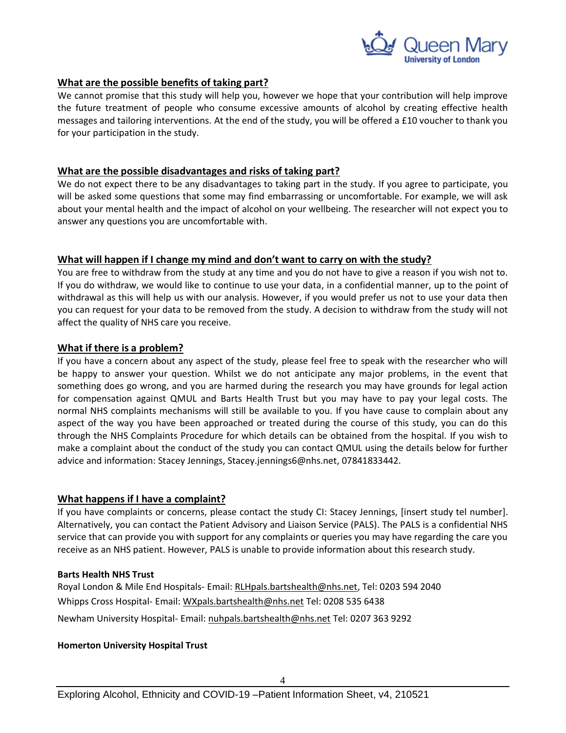## What are the possible benefits of taking part?

We cannot promise that this study will help you, however we hope that your contribution will help improve the future treatment of people who consume excessive amounts of alcohol by creating effective health messages and tailoring interventions. At the end of the study, you will be offered a £10 voucher to thank you for your participation in the study.

## What are the possible disadvantages and risks of taking part?

We do not expect there to be any disadvantages to taking part in the study. If you agree to participate, you will be asked some questions that some may find embarrassing or uncomfortable. For example, we will ask about your mental health and the impact of alcohol on your wellbeing. The researcher will not expect you to answer any questions you are uncomfortable with.

## What will happen if I change my mind and don't want to carry on with the study?

You are free to withdraw from the study at any time and you do not have to give a reason if you wish not to. If you do withdraw, we would like to continue to use your data, in a confidential manner, up to the point of withdrawal as this will help us with our analysis. However, if you would prefer us not to use your data then you can request for your data to be removed from the study. A decision to withdraw from the study will not affect the quality of NHS care you receive.

## What if there is a problem?

If you have a concern about any aspect of the study, please feel free to speak with the researcher who will be happy to answer your question. Whilst we do not anticipate any major problems, in the event that something does go wrong, and you are harmed during the research you may have grounds for legal action for compensation against QMUL and Barts Health Trust but you may have to pay your legal costs. The normal NHS complaints mechanisms will still be available to you. If you have cause to complain about any aspect of the way you have been approached or treated during the course of this study, you can do this through the NHS Complaints Procedure for which details can be obtained from the hospital. If you wish to make a complaint about the conduct of the study you can contact QMUL using the details below for further advice and information: Stacey Jennings, Stacey.jennings6@nhs.net, 07841833442.

## What happens if I have a complaint?

If you have complaints or concerns, please contact the study CI: Stacey Jennings, [insert study tel number]. Alternatively, you can contact the Patient Advisory and Liaison Service (PALS). The PALS is a confidential NHS service that can provide you with support for any complaints or queries you may have regarding the care you receive as an NHS patient. However, PALS is unable to provide information about this research study.

**Barts Health NHS Trust**

Royal London & Mile End Hospitals- Email: RLHpals.bartshealth@nhs.net, Tel: 0203 594 2040

Whipps Cross Hospital- Email: WXpals.bartshealth@nhs.net Tel: 0208 535 6438

Newham University Hospital- Email: nuhpals.bartshealth@nhs.net Tel: 0207 363 9292

**Homerton University Hospital Trust**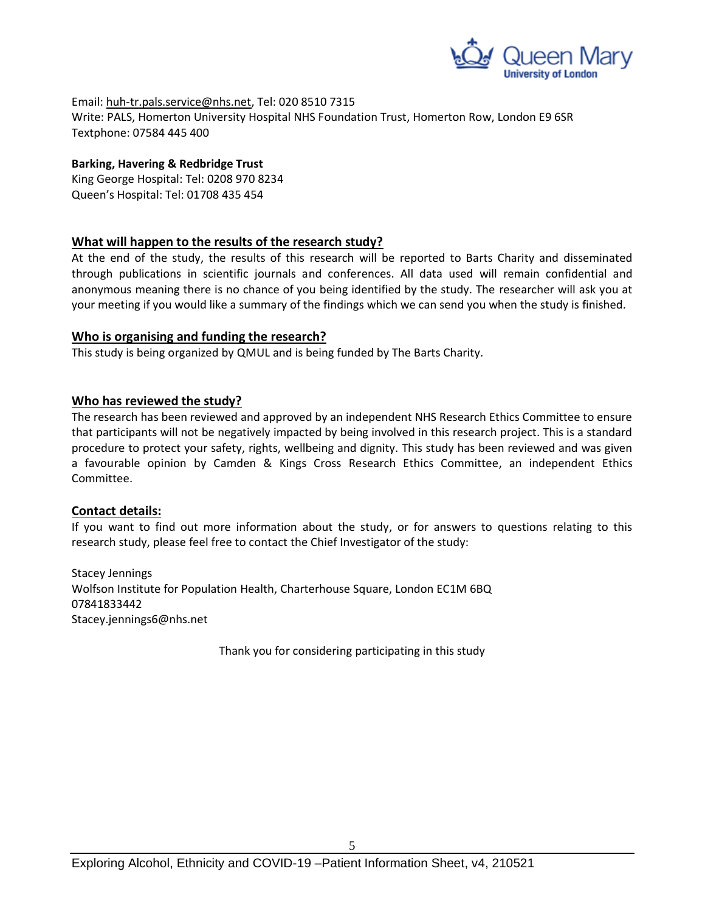Email: huh-tr.pals.service@nhs.net, Tel: 020 8510 7315
Write: PALS, Homerton University Hospital NHS Foundation Trust, Homerton Row, London E9 6SR
Textphone: 07584 445 400

**Barking, Havering & Redbridge Trust**
King George Hospital: Tel: 0208 970 8234
Queen's Hospital: Tel: 01708 435 454

## What will happen to the results of the research study?

At the end of the study, the results of this research will be reported to Barts Charity and disseminated through publications in scientific journals and conferences. All data used will remain confidential and anonymous meaning there is no chance of you being identified by the study. The researcher will ask you at your meeting if you would like a summary of the findings which we can send you when the study is finished.

## Who is organising and funding the research?

This study is being organized by QMUL and is being funded by The Barts Charity.

## Who has reviewed the study?

The research has been reviewed and approved by an independent NHS Research Ethics Committee to ensure that participants will not be negatively impacted by being involved in this research project. This is a standard procedure to protect your safety, rights, wellbeing and dignity. This study has been reviewed and was given a favourable opinion by Camden & Kings Cross Research Ethics Committee, an independent Ethics Committee.

## Contact details:

If you want to find out more information about the study, or for answers to questions relating to this research study, please feel free to contact the Chief Investigator of the study:

Stacey Jennings
Wolfson Institute for Population Health, Charterhouse Square, London EC1M 6BQ
07841833442
Stacey.jennings6@nhs.net

Thank you for considering participating in this study